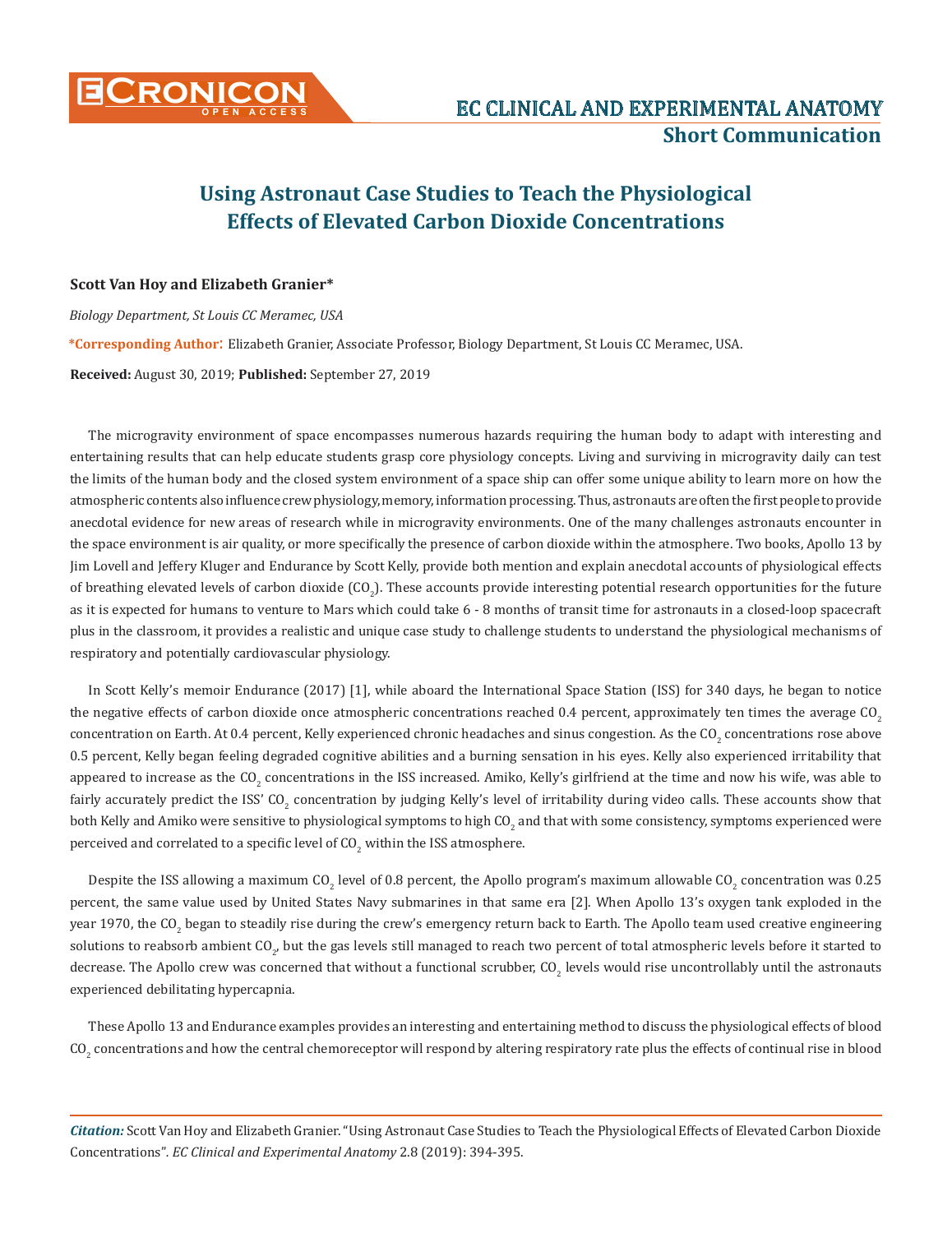# Using Astronaut Case Studies to Teach the Physiological Effects of Elevated Carbon Dioxide Concentrations

**Scott Van Hoy and Elizabeth Granier***

*Biology Department, St Louis CC Meramec, USA*

***Corresponding Author**: Elizabeth Granier, Associate Professor, Biology Department, St Louis CC Meramec, USA.

**Received:** August 30, 2019; **Published:** September 27, 2019

The microgravity environment of space encompasses numerous hazards requiring the human body to adapt with interesting and entertaining results that can help educate students grasp core physiology concepts. Living and surviving in microgravity daily can test the limits of the human body and the closed system environment of a space ship can offer some unique ability to learn more on how the atmospheric contents also influence crew physiology, memory, information processing. Thus, astronauts are often the first people to provide anecdotal evidence for new areas of research while in microgravity environments. One of the many challenges astronauts encounter in the space environment is air quality, or more specifically the presence of carbon dioxide within the atmosphere. Two books, Apollo 13 by Jim Lovell and Jeffery Kluger and Endurance by Scott Kelly, provide both mention and explain anecdotal accounts of physiological effects of breathing elevated levels of carbon dioxide ($CO_2$). These accounts provide interesting potential research opportunities for the future as it is expected for humans to venture to Mars which could take 6 - 8 months of transit time for astronauts in a closed-loop spacecraft plus in the classroom, it provides a realistic and unique case study to challenge students to understand the physiological mechanisms of respiratory and potentially cardiovascular physiology.

In Scott Kelly's memoir Endurance (2017) [1], while aboard the International Space Station (ISS) for 340 days, he began to notice the negative effects of carbon dioxide once atmospheric concentrations reached 0.4 percent, approximately ten times the average $CO_2$ concentration on Earth. At 0.4 percent, Kelly experienced chronic headaches and sinus congestion. As the $CO_2$ concentrations rose above 0.5 percent, Kelly began feeling degraded cognitive abilities and a burning sensation in his eyes. Kelly also experienced irritability that appeared to increase as the $CO_2$ concentrations in the ISS increased. Amiko, Kelly's girlfriend at the time and now his wife, was able to fairly accurately predict the ISS' $CO_2$ concentration by judging Kelly's level of irritability during video calls. These accounts show that both Kelly and Amiko were sensitive to physiological symptoms to high $CO_2$ and that with some consistency, symptoms experienced were perceived and correlated to a specific level of $CO_2$ within the ISS atmosphere.

Despite the ISS allowing a maximum $CO_2$ level of 0.8 percent, the Apollo program's maximum allowable $CO_2$ concentration was 0.25 percent, the same value used by United States Navy submarines in that same era [2]. When Apollo 13's oxygen tank exploded in the year 1970, the $CO_2$ began to steadily rise during the crew's emergency return back to Earth. The Apollo team used creative engineering solutions to reabsorb ambient $CO_2$, but the gas levels still managed to reach two percent of total atmospheric levels before it started to decrease. The Apollo crew was concerned that without a functional scrubber, $CO_2$ levels would rise uncontrollably until the astronauts experienced debilitating hypercapnia.

These Apollo 13 and Endurance examples provides an interesting and entertaining method to discuss the physiological effects of blood $CO_2$ concentrations and how the central chemoreceptor will respond by altering respiratory rate plus the effects of continual rise in blood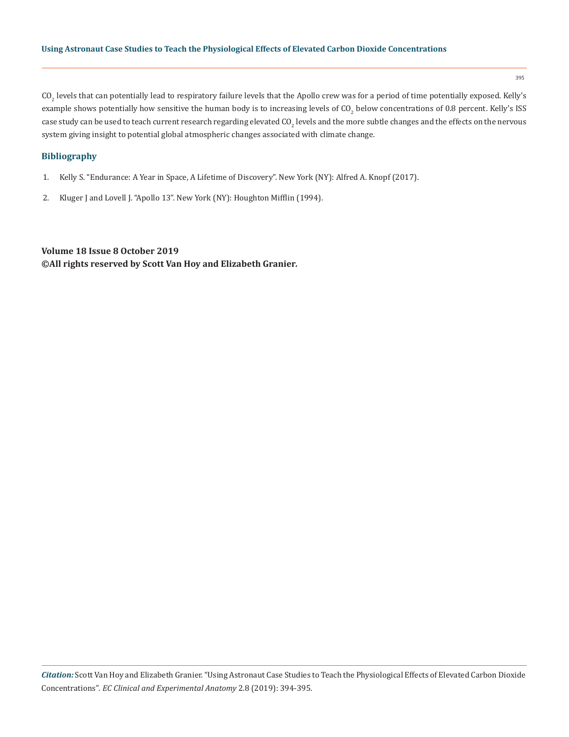$CO_2$ levels that can potentially lead to respiratory failure levels that the Apollo crew was for a period of time potentially exposed. Kelly's example shows potentially how sensitive the human body is to increasing levels of $CO_2$ below concentrations of 0.8 percent. Kelly's ISS case study can be used to teach current research regarding elevated $CO_2$ levels and the more subtle changes and the effects on the nervous system giving insight to potential global atmospheric changes associated with climate change.

## Bibliography

1. Kelly S. "Endurance: A Year in Space, A Lifetime of Discovery". New York (NY): Alfred A. Knopf (2017).
2. Kluger J and Lovell J. "Apollo 13". New York (NY): Houghton Mifflin (1994).

**Volume 18 Issue 8 October 2019**
**©All rights reserved by Scott Van Hoy and Elizabeth Granier.**